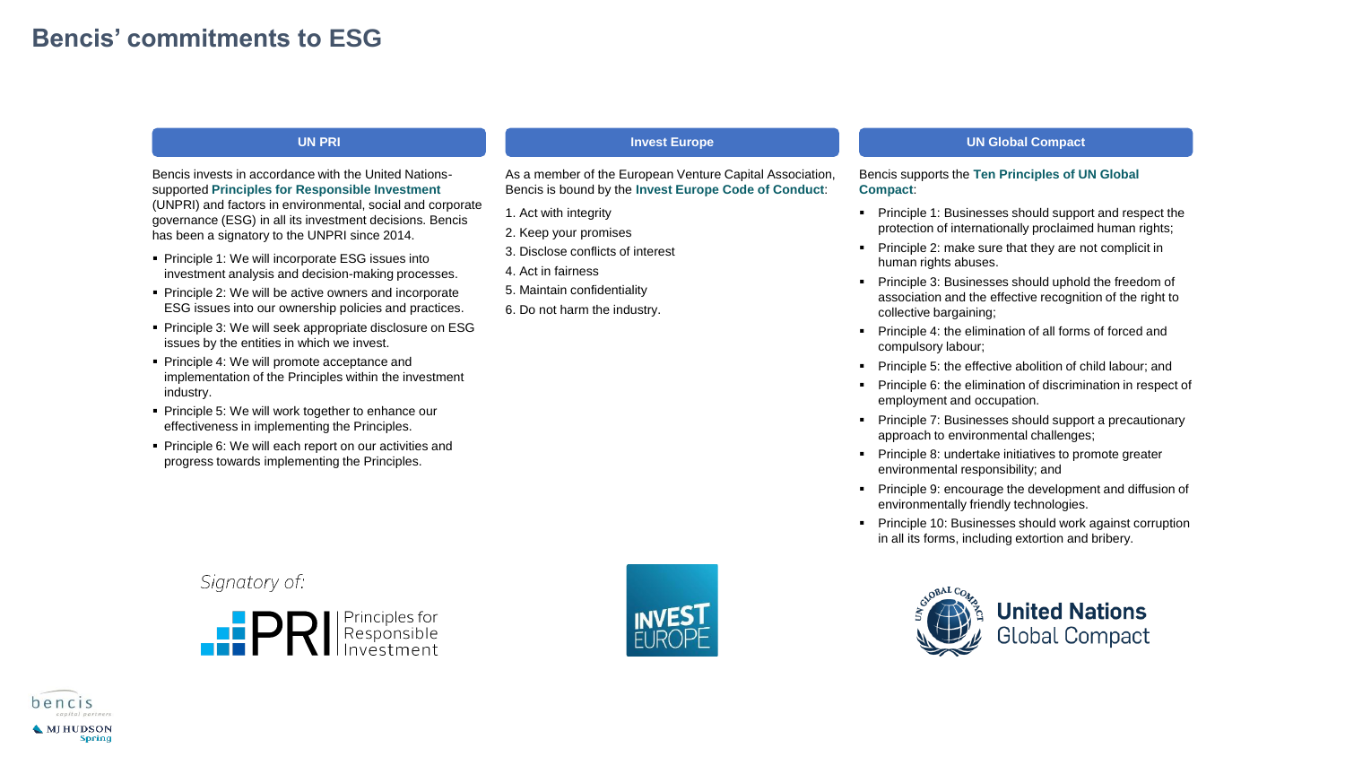# Bencis' commitments to ESG

## UN PRI

Bencis invests in accordance with the United Nations-supported **Principles for Responsible Investment** (UNPRI) and factors in environmental, social and corporate governance (ESG) in all its investment decisions. Bencis has been a signatory to the UNPRI since 2014.

- Principle 1: We will incorporate ESG issues into investment analysis and decision-making processes.
- Principle 2: We will be active owners and incorporate ESG issues into our ownership policies and practices.
- Principle 3: We will seek appropriate disclosure on ESG issues by the entities in which we invest.
- Principle 4: We will promote acceptance and implementation of the Principles within the investment industry.
- Principle 5: We will work together to enhance our effectiveness in implementing the Principles.
- Principle 6: We will each report on our activities and progress towards implementing the Principles.

Signatory of:

PRI Principles for Responsible Investment

## Invest Europe

As a member of the European Venture Capital Association, Bencis is bound by the **Invest Europe Code of Conduct**:

1. Act with integrity
2. Keep your promises
3. Disclose conflicts of interest
4. Act in fairness
5. Maintain confidentiality
6. Do not harm the industry.

INVEST EUROPE

## UN Global Compact

Bencis supports the **Ten Principles of UN Global Compact**:

- Principle 1: Businesses should support and respect the protection of internationally proclaimed human rights;
- Principle 2: make sure that they are not complicit in human rights abuses.
- Principle 3: Businesses should uphold the freedom of association and the effective recognition of the right to collective bargaining;
- Principle 4: the elimination of all forms of forced and compulsory labour;
- Principle 5: the effective abolition of child labour; and
- Principle 6: the elimination of discrimination in respect of employment and occupation.
- Principle 7: Businesses should support a precautionary approach to environmental challenges;
- Principle 8: undertake initiatives to promote greater environmental responsibility; and
- Principle 9: encourage the development and diffusion of environmentally friendly technologies.
- Principle 10: Businesses should work against corruption in all its forms, including extortion and bribery.

United Nations Global Compact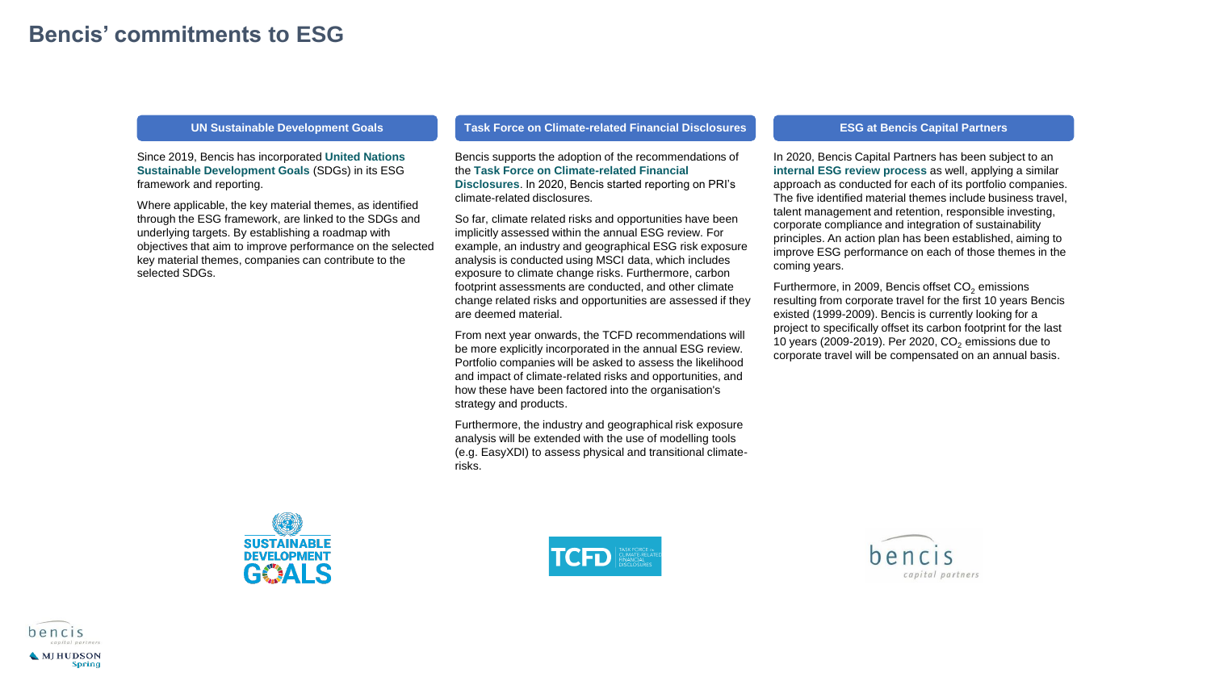# Bencis' commitments to ESG

## UN Sustainable Development Goals

Since 2019, Bencis has incorporated **United Nations Sustainable Development Goals** (SDGs) in its ESG framework and reporting.

Where applicable, the key material themes, as identified through the ESG framework, are linked to the SDGs and underlying targets. By establishing a roadmap with objectives that aim to improve performance on the selected key material themes, companies can contribute to the selected SDGs.

## Task Force on Climate-related Financial Disclosures

Bencis supports the adoption of the recommendations of the **Task Force on Climate-related Financial Disclosures**. In 2020, Bencis started reporting on PRI's climate-related disclosures.

So far, climate related risks and opportunities have been implicitly assessed within the annual ESG review. For example, an industry and geographical ESG risk exposure analysis is conducted using MSCI data, which includes exposure to climate change risks. Furthermore, carbon footprint assessments are conducted, and other climate change related risks and opportunities are assessed if they are deemed material.

From next year onwards, the TCFD recommendations will be more explicitly incorporated in the annual ESG review. Portfolio companies will be asked to assess the likelihood and impact of climate-related risks and opportunities, and how these have been factored into the organisation's strategy and products.

Furthermore, the industry and geographical risk exposure analysis will be extended with the use of modelling tools (e.g. EasyXDI) to assess physical and transitional climate-risks.

## ESG at Bencis Capital Partners

In 2020, Bencis Capital Partners has been subject to an **internal ESG review process** as well, applying a similar approach as conducted for each of its portfolio companies. The five identified material themes include business travel, talent management and retention, responsible investing, corporate compliance and integration of sustainability principles. An action plan has been established, aiming to improve ESG performance on each of those themes in the coming years.

Furthermore, in 2009, Bencis offset $CO_2$ emissions resulting from corporate travel for the first 10 years Bencis existed (1999-2009). Bencis is currently looking for a project to specifically offset its carbon footprint for the last 10 years (2009-2019). Per 2020, $CO_2$ emissions due to corporate travel will be compensated on an annual basis.